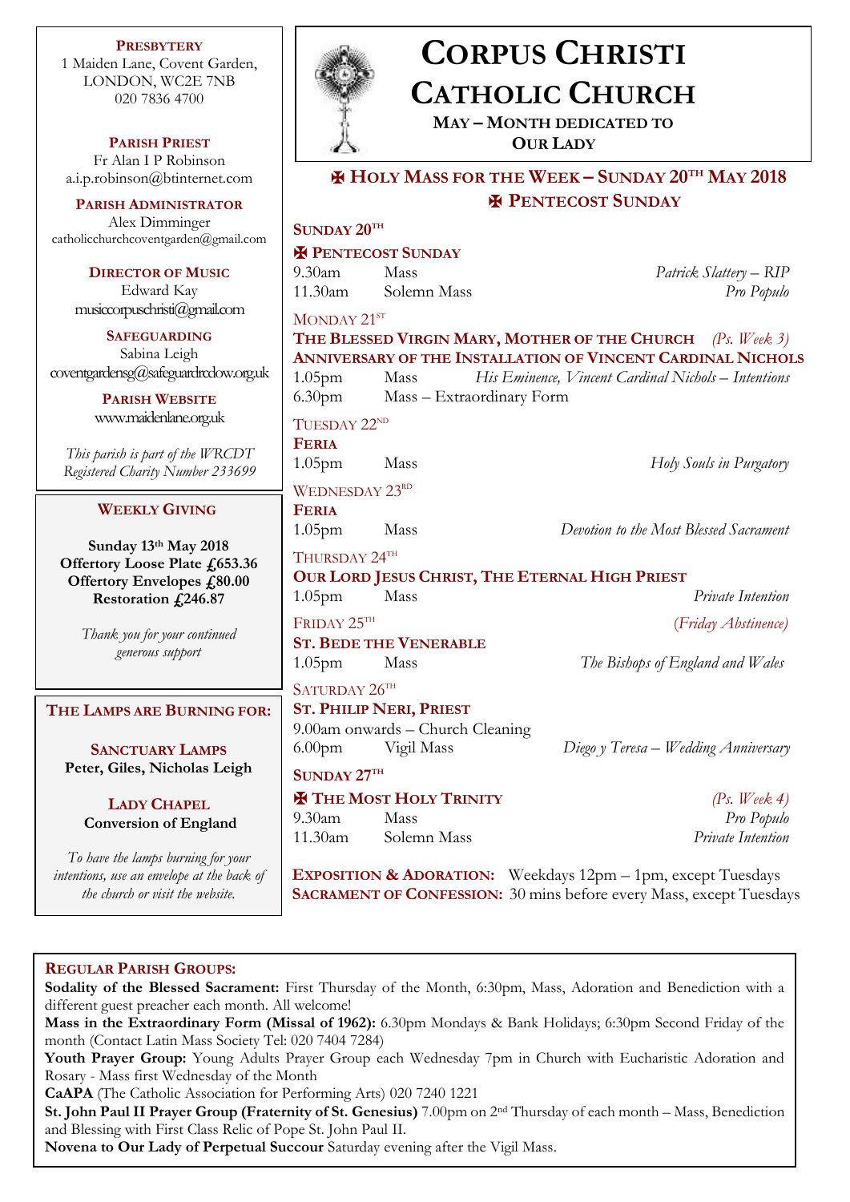# CORPUS CHRISTI CATHOLIC CHURCH

**MAY – MONTH DEDICATED TO OUR LADY**

## ✠ HOLY MASS FOR THE WEEK – SUNDAY 20TH MAY 2018
## ✠ PENTECOST SUNDAY

**SUNDAY 20TH**

**✠ PENTECOST SUNDAY**

| | | |
|---|---|---|
| 9.30am | Mass | *Patrick Slattery – RIP* |
| 11.30am | Solemn Mass | *Pro Populo* |

MONDAY 21ST

**THE BLESSED VIRGIN MARY, MOTHER OF THE CHURCH** *(Ps. Week 3)*
**ANNIVERSARY OF THE INSTALLATION OF VINCENT CARDINAL NICHOLS**

| | | |
|---|---|---|
| 1.05pm | Mass | *His Eminence, Vincent Cardinal Nichols – Intentions* |
| 6.30pm | Mass – Extraordinary Form | |

TUESDAY 22ND

**FERIA**

| | | |
|---|---|---|
| 1.05pm | Mass | *Holy Souls in Purgatory* |

WEDNESDAY 23RD

**FERIA**

| | | |
|---|---|---|
| 1.05pm | Mass | *Devotion to the Most Blessed Sacrament* |

THURSDAY 24TH

**OUR LORD JESUS CHRIST, THE ETERNAL HIGH PRIEST**

| | | |
|---|---|---|
| 1.05pm | Mass | *Private Intention* |

FRIDAY 25TH *(Friday Abstinence)*

**ST. BEDE THE VENERABLE**

| | | |
|---|---|---|
| 1.05pm | Mass | *The Bishops of England and Wales* |

SATURDAY 26TH

**ST. PHILIP NERI, PRIEST**

9.00am onwards – Church Cleaning

| | | |
|---|---|---|
| 6.00pm | Vigil Mass | *Diego y Teresa – Wedding Anniversary* |

**SUNDAY 27TH**

**✠ THE MOST HOLY TRINITY** *(Ps. Week 4)*

| | | |
|---|---|---|
| 9.30am | Mass | *Pro Populo* |
| 11.30am | Solemn Mass | *Private Intention* |

**EXPOSITION & ADORATION:** Weekdays 12pm – 1pm, except Tuesdays
**SACRAMENT OF CONFESSION:** 30 mins before every Mass, except Tuesdays

**PRESBYTERY**
1 Maiden Lane, Covent Garden,
LONDON, WC2E 7NB
020 7836 4700

**PARISH PRIEST**
Fr Alan I P Robinson
a.i.p.robinson@btinternet.com

**PARISH ADMINISTRATOR**
Alex Dimminger
catholicchurchcoventgarden@gmail.com

**DIRECTOR OF MUSIC**
Edward Kay
musiccorpuschristi@gmail.com

**SAFEGUARDING**
Sabina Leigh
coventgardensg@safeguardrcdow.org.uk

**PARISH WEBSITE**
www.maidenlane.org.uk

*This parish is part of the WRCDT Registered Charity Number 233699*

**WEEKLY GIVING**

**Sunday 13th May 2018**
**Offertory Loose Plate £653.36**
**Offertory Envelopes £80.00**
**Restoration £246.87**

*Thank you for your continued generous support*

**THE LAMPS ARE BURNING FOR:**

**SANCTUARY LAMPS**
**Peter, Giles, Nicholas Leigh**

**LADY CHAPEL**
**Conversion of England**

*To have the lamps burning for your intentions, use an envelope at the back of the church or visit the website.*

**REGULAR PARISH GROUPS:**

**Sodality of the Blessed Sacrament:** First Thursday of the Month, 6:30pm, Mass, Adoration and Benediction with a different guest preacher each month. All welcome!

**Mass in the Extraordinary Form (Missal of 1962):** 6.30pm Mondays & Bank Holidays; 6:30pm Second Friday of the month (Contact Latin Mass Society Tel: 020 7404 7284)

**Youth Prayer Group:** Young Adults Prayer Group each Wednesday 7pm in Church with Eucharistic Adoration and Rosary - Mass first Wednesday of the Month

**CaAPA** (The Catholic Association for Performing Arts) 020 7240 1221

**St. John Paul II Prayer Group (Fraternity of St. Genesius)** 7.00pm on 2nd Thursday of each month – Mass, Benediction and Blessing with First Class Relic of Pope St. John Paul II.

**Novena to Our Lady of Perpetual Succour** Saturday evening after the Vigil Mass.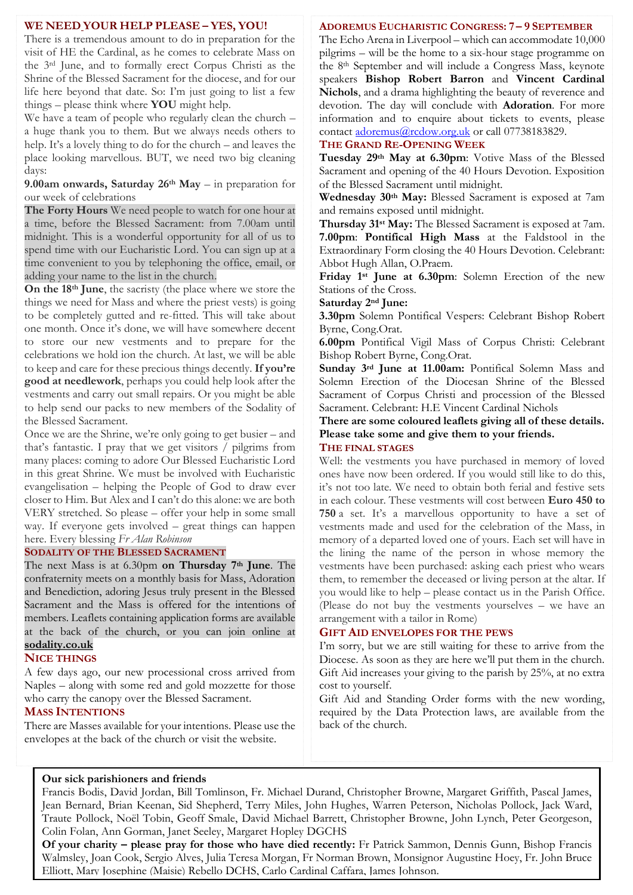## WE NEED YOUR HELP PLEASE – YES, YOU!

There is a tremendous amount to do in preparation for the visit of HE the Cardinal, as he comes to celebrate Mass on the 3rd June, and to formally erect Corpus Christi as the Shrine of the Blessed Sacrament for the diocese, and for our life here beyond that date. So: I'm just going to list a few things – please think where **YOU** might help.

We have a team of people who regularly clean the church – a huge thank you to them. But we always needs others to help. It's a lovely thing to do for the church – and leaves the place looking marvellous. BUT, we need two big cleaning days:

**9.00am onwards, Saturday 26th May** – in preparation for our week of celebrations

**The Forty Hours** We need people to watch for one hour at a time, before the Blessed Sacrament: from 7.00am until midnight. This is a wonderful opportunity for all of us to spend time with our Eucharistic Lord. You can sign up at a time convenient to you by telephoning the office, email, or adding your name to the list in the church.

**On the 18th June**, the sacristy (the place where we store the things we need for Mass and where the priest vests) is going to be completely gutted and re-fitted. This will take about one month. Once it's done, we will have somewhere decent to store our new vestments and to prepare for the celebrations we hold ion the church. At last, we will be able to keep and care for these precious things decently. **If you're good at needlework**, perhaps you could help look after the vestments and carry out small repairs. Or you might be able to help send our packs to new members of the Sodality of the Blessed Sacrament.

Once we are the Shrine, we're only going to get busier – and that's fantastic. I pray that we get visitors / pilgrims from many places: coming to adore Our Blessed Eucharistic Lord in this great Shrine. We must be involved with Eucharistic evangelisation – helping the People of God to draw ever closer to Him. But Alex and I can't do this alone: we are both VERY stretched. So please – offer your help in some small way. If everyone gets involved – great things can happen here. Every blessing *Fr Alan Robinson*

## SODALITY OF THE BLESSED SACRAMENT

The next Mass is at 6.30pm **on Thursday 7th June**. The confraternity meets on a monthly basis for Mass, Adoration and Benediction, adoring Jesus truly present in the Blessed Sacrament and the Mass is offered for the intentions of members. Leaflets containing application forms are available at the back of the church, or you can join online at **sodality.co.uk**

## NICE THINGS

A few days ago, our new processional cross arrived from Naples – along with some red and gold mozzette for those who carry the canopy over the Blessed Sacrament.

## MASS INTENTIONS

There are Masses available for your intentions. Please use the envelopes at the back of the church or visit the website.

## ADOREMUS EUCHARISTIC CONGRESS: 7 – 9 SEPTEMBER

The Echo Arena in Liverpool – which can accommodate 10,000 pilgrims – will be the home to a six-hour stage programme on the 8th September and will include a Congress Mass, keynote speakers **Bishop Robert Barron** and **Vincent Cardinal Nichols**, and a drama highlighting the beauty of reverence and devotion. The day will conclude with **Adoration**. For more information and to enquire about tickets to events, please contact adoremus@rcdow.org.uk or call 07738183829.

## THE GRAND RE-OPENING WEEK

**Tuesday 29th May at 6.30pm**: Votive Mass of the Blessed Sacrament and opening of the 40 Hours Devotion. Exposition of the Blessed Sacrament until midnight.

**Wednesday 30th May:** Blessed Sacrament is exposed at 7am and remains exposed until midnight.

**Thursday 31st May:** The Blessed Sacrament is exposed at 7am. **7.00pm**: **Pontifical High Mass** at the Faldstool in the Extraordinary Form closing the 40 Hours Devotion. Celebrant: Abbot Hugh Allan, O.Praem.

**Friday 1st June at 6.30pm**: Solemn Erection of the new Stations of the Cross.

**Saturday 2nd June:**

**3.30pm** Solemn Pontifical Vespers: Celebrant Bishop Robert Byrne, Cong.Orat.

**6.00pm** Pontifical Vigil Mass of Corpus Christi: Celebrant Bishop Robert Byrne, Cong.Orat.

**Sunday 3rd June at 11.00am:** Pontifical Solemn Mass and Solemn Erection of the Diocesan Shrine of the Blessed Sacrament of Corpus Christi and procession of the Blessed Sacrament. Celebrant: H.E Vincent Cardinal Nichols

**There are some coloured leaflets giving all of these details. Please take some and give them to your friends.**

## THE FINAL STAGES

Well: the vestments you have purchased in memory of loved ones have now been ordered. If you would still like to do this, it's not too late. We need to obtain both ferial and festive sets in each colour. These vestments will cost between **Euro 450 to 750** a set. It's a marvellous opportunity to have a set of vestments made and used for the celebration of the Mass, in memory of a departed loved one of yours. Each set will have in the lining the name of the person in whose memory the vestments have been purchased: asking each priest who wears them, to remember the deceased or living person at the altar. If you would like to help – please contact us in the Parish Office. (Please do not buy the vestments yourselves – we have an arrangement with a tailor in Rome)

## GIFT AID ENVELOPES FOR THE PEWS

I'm sorry, but we are still waiting for these to arrive from the Diocese. As soon as they are here we'll put them in the church. Gift Aid increases your giving to the parish by 25%, at no extra cost to yourself.

Gift Aid and Standing Order forms with the new wording, required by the Data Protection laws, are available from the back of the church.

**Our sick parishioners and friends**

Francis Bodis, David Jordan, Bill Tomlinson, Fr. Michael Durand, Christopher Browne, Margaret Griffith, Pascal James, Jean Bernard, Brian Keenan, Sid Shepherd, Terry Miles, John Hughes, Warren Peterson, Nicholas Pollock, Jack Ward, Traute Pollock, Noël Tobin, Geoff Smale, David Michael Barrett, Christopher Browne, John Lynch, Peter Georgeson, Colin Folan, Ann Gorman, Janet Seeley, Margaret Hopley DGCHS

**Of your charity – please pray for those who have died recently:** Fr Patrick Sammon, Dennis Gunn, Bishop Francis Walmsley, Joan Cook, Sergio Alves, Julia Teresa Morgan, Fr Norman Brown, Monsignor Augustine Hoey, Fr. John Bruce Elliott, Mary Josephine (Maisie) Rebello DCHS, Carlo Cardinal Caffara, James Johnson.